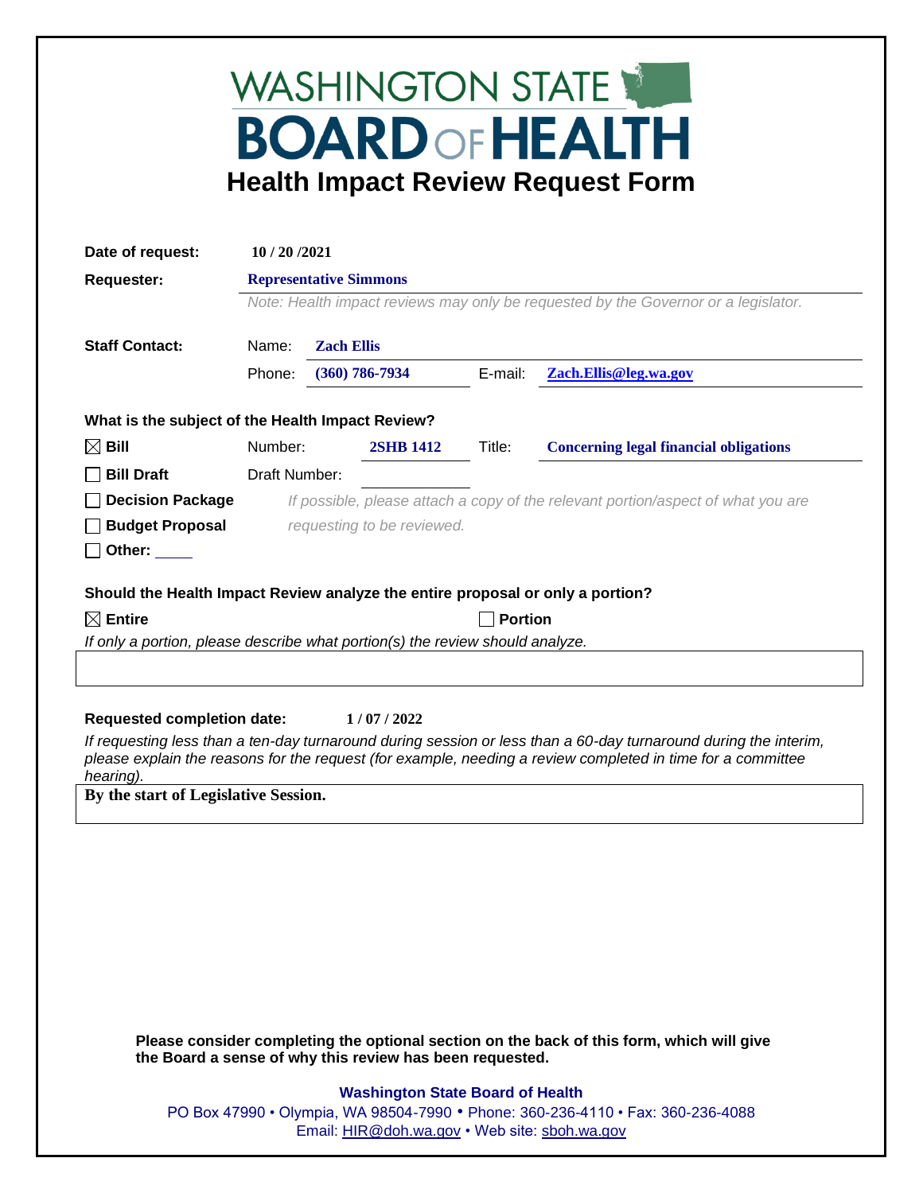# WASHINGTON STATE BOARD OF HEALTH

## Health Impact Review Request Form

**Date of request:** 10 / 20 /2021

**Requester:** Representative Simmons

*Note: Health impact reviews may only be requested by the Governor or a legislator.*

**Staff Contact:** Name: Zach Ellis

Phone: (360) 786-7934 E-mail: Zach.Ellis@leg.wa.gov

**What is the subject of the Health Impact Review?**

☒ **Bill** Number: **2SHB 1412** Title: **Concerning legal financial obligations**

☐ **Bill Draft** Draft Number:

☐ **Decision Package** *If possible, please attach a copy of the relevant portion/aspect of what you are requesting to be reviewed.*

☐ **Budget Proposal**

☐ **Other:** \_\_\_\_\_

**Should the Health Impact Review analyze the entire proposal or only a portion?**

☒ **Entire** ☐ **Portion**

*If only a portion, please describe what portion(s) the review should analyze.*

**Requested completion date:** 1 / 07 / 2022

*If requesting less than a ten-day turnaround during session or less than a 60-day turnaround during the interim, please explain the reasons for the request (for example, needing a review completed in time for a committee hearing).*

**By the start of Legislative Session.**

**Please consider completing the optional section on the back of this form, which will give the Board a sense of why this review has been requested.**

**Washington State Board of Health**

PO Box 47990 • Olympia, WA 98504-7990 • Phone: 360-236-4110 • Fax: 360-236-4088

Email: HIR@doh.wa.gov • Web site: sboh.wa.gov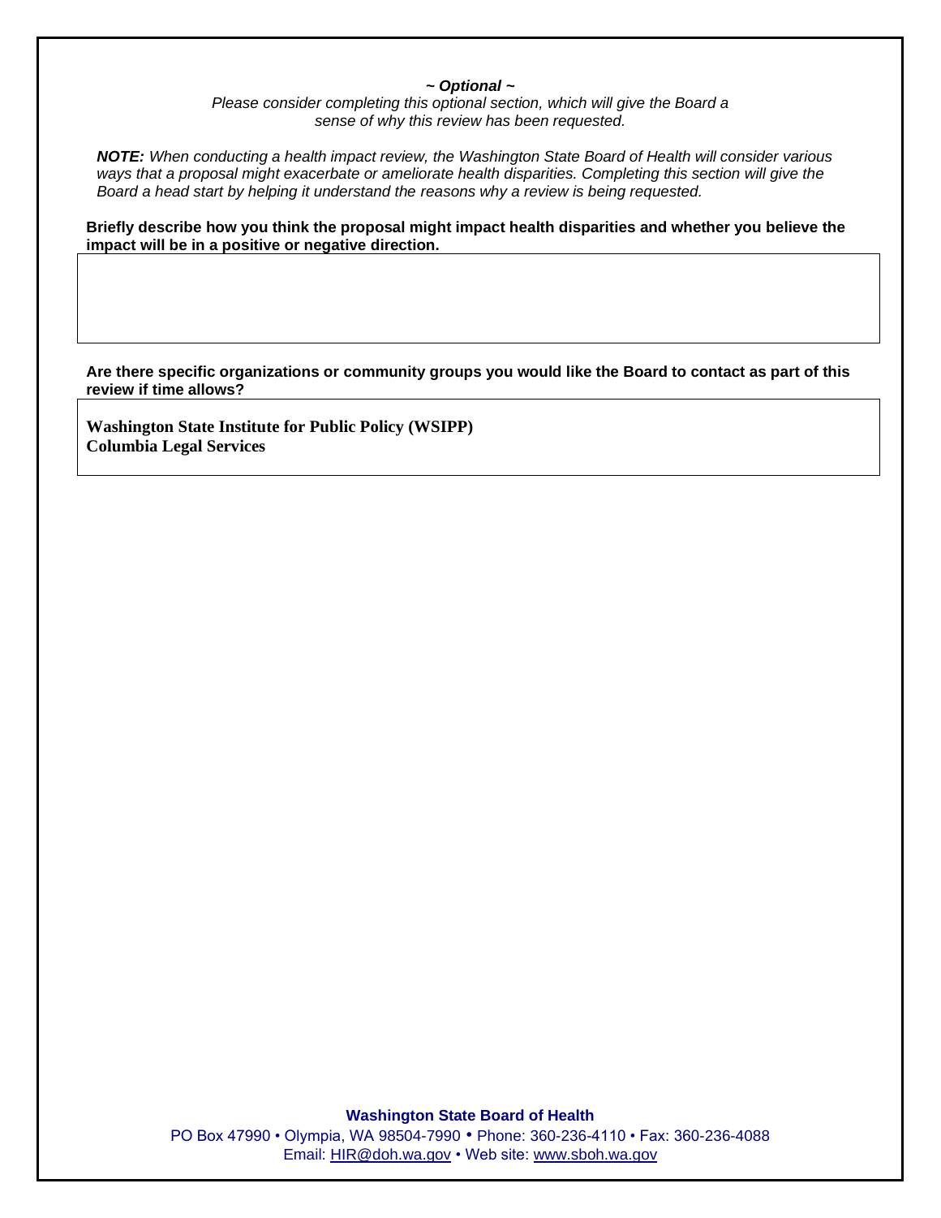***~ Optional ~***

*Please consider completing this optional section, which will give the Board a sense of why this review has been requested.*

***NOTE:*** *When conducting a health impact review, the Washington State Board of Health will consider various ways that a proposal might exacerbate or ameliorate health disparities. Completing this section will give the Board a head start by helping it understand the reasons why a review is being requested.*

**Briefly describe how you think the proposal might impact health disparities and whether you believe the impact will be in a positive or negative direction.**

**Are there specific organizations or community groups you would like the Board to contact as part of this review if time allows?**

**Washington State Institute for Public Policy (WSIPP)**
**Columbia Legal Services**

**Washington State Board of Health**

PO Box 47990 • Olympia, WA 98504-7990 • Phone: 360-236-4110 • Fax: 360-236-4088
Email: HIR@doh.wa.gov • Web site: www.sboh.wa.gov